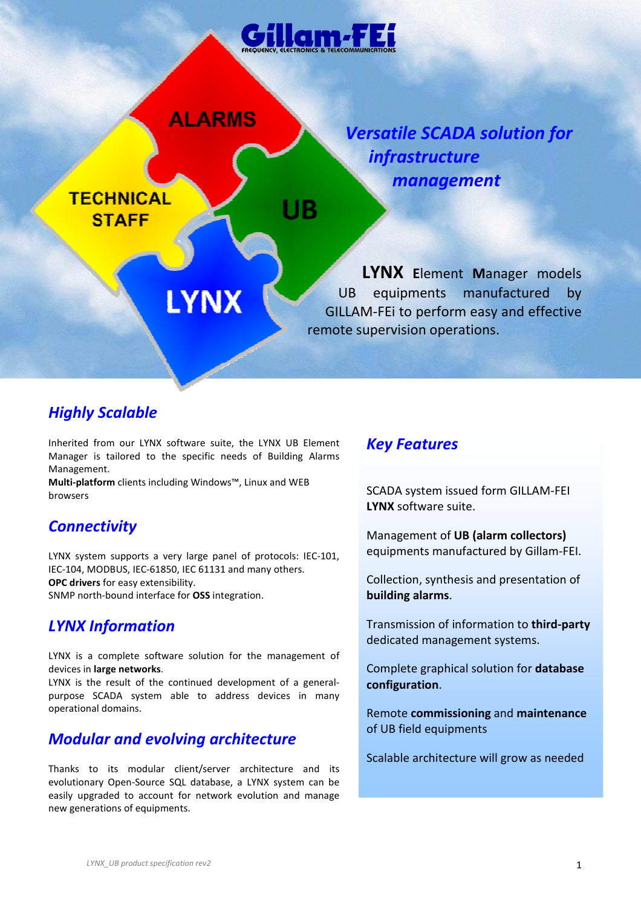Gillam-FEi

FREQUENCY, ELECTRONICS & TELECOMMUNICATIONS

ALARMS

TECHNICAL STAFF

UB

LYNX

# *Versatile SCADA solution for infrastructure management*

**LYNX** **E**lement **M**anager models UB equipments manufactured by GILLAM-FEi to perform easy and effective remote supervision operations.

## *Highly Scalable*

Inherited from our LYNX software suite, the LYNX UB Element Manager is tailored to the specific needs of Building Alarms Management.

**Multi-platform** clients including Windows™, Linux and WEB browsers

## *Connectivity*

LYNX system supports a very large panel of protocols: IEC-101, IEC-104, MODBUS, IEC-61850, IEC 61131 and many others.

**OPC drivers** for easy extensibility.

SNMP north-bound interface for **OSS** integration.

## *LYNX Information*

LYNX is a complete software solution for the management of devices in **large networks**.

LYNX is the result of the continued development of a general-purpose SCADA system able to address devices in many operational domains.

## *Modular and evolving architecture*

Thanks to its modular client/server architecture and its evolutionary Open-Source SQL database, a LYNX system can be easily upgraded to account for network evolution and manage new generations of equipments.

## *Key Features*

SCADA system issued form GILLAM-FEI **LYNX** software suite.

Management of **UB (alarm collectors)** equipments manufactured by Gillam-FEI.

Collection, synthesis and presentation of **building alarms**.

Transmission of information to **third-party** dedicated management systems.

Complete graphical solution for **database configuration**.

Remote **commissioning** and **maintenance** of UB field equipments

Scalable architecture will grow as needed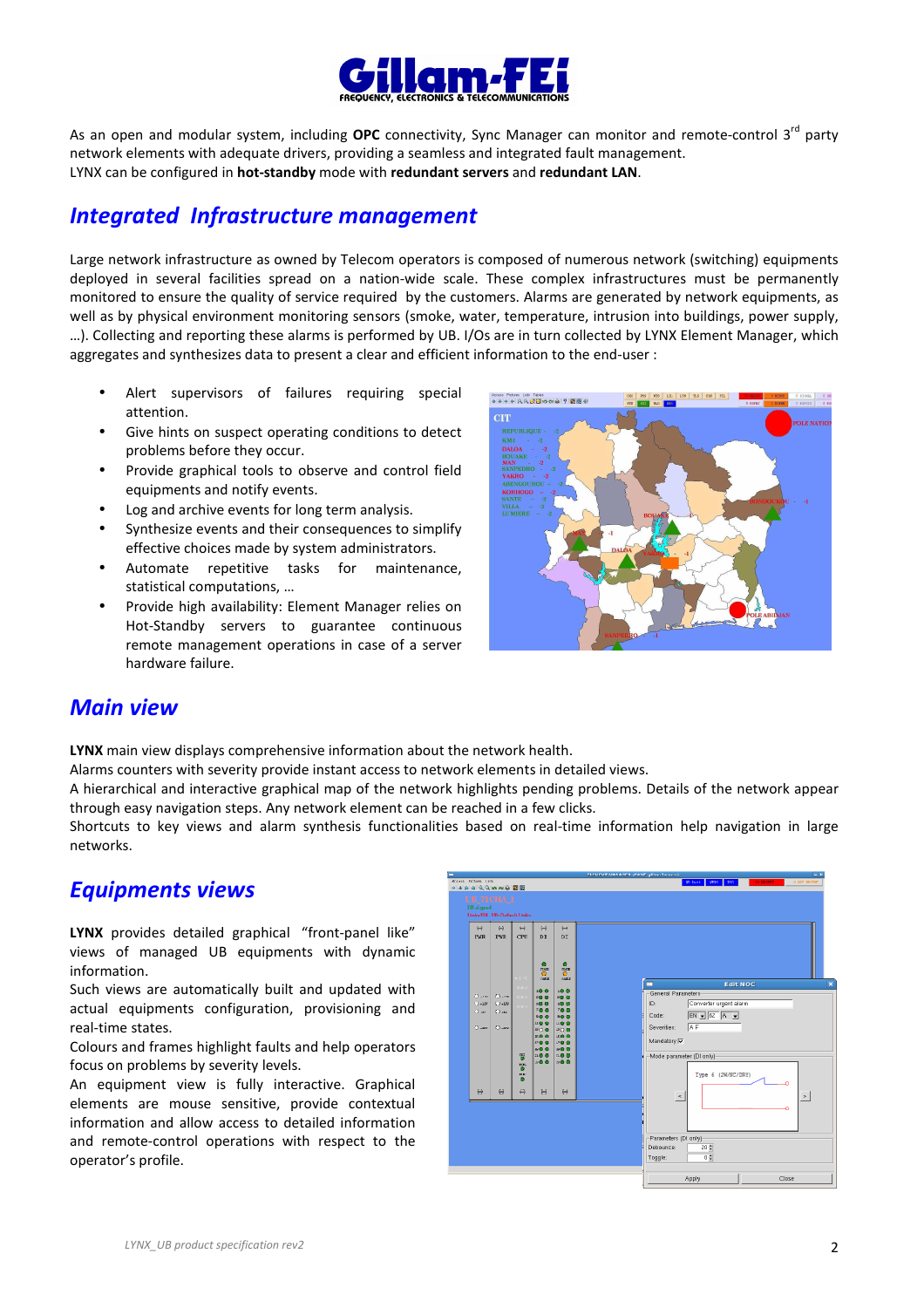As an open and modular system, including **OPC** connectivity, Sync Manager can monitor and remote-control 3rd party network elements with adequate drivers, providing a seamless and integrated fault management.
LYNX can be configured in **hot-standby** mode with **redundant servers** and **redundant LAN**.

## *Integrated Infrastructure management*

Large network infrastructure as owned by Telecom operators is composed of numerous network (switching) equipments deployed in several facilities spread on a nation-wide scale. These complex infrastructures must be permanently monitored to ensure the quality of service required by the customers. Alarms are generated by network equipments, as well as by physical environment monitoring sensors (smoke, water, temperature, intrusion into buildings, power supply, …). Collecting and reporting these alarms is performed by UB. I/Os are in turn collected by LYNX Element Manager, which aggregates and synthesizes data to present a clear and efficient information to the end-user :

- Alert supervisors of failures requiring special attention.
- Give hints on suspect operating conditions to detect problems before they occur.
- Provide graphical tools to observe and control field equipments and notify events.
- Log and archive events for long term analysis.
- Synthesize events and their consequences to simplify effective choices made by system administrators.
- Automate repetitive tasks for maintenance, statistical computations, …
- Provide high availability: Element Manager relies on Hot-Standby servers to guarantee continuous remote management operations in case of a server hardware failure.

## *Main view*

**LYNX** main view displays comprehensive information about the network health.
Alarms counters with severity provide instant access to network elements in detailed views.
A hierarchical and interactive graphical map of the network highlights pending problems. Details of the network appear through easy navigation steps. Any network element can be reached in a few clicks.
Shortcuts to key views and alarm synthesis functionalities based on real-time information help navigation in large networks.

## *Equipments views*

**LYNX** provides detailed graphical "front-panel like" views of managed UB equipments with dynamic information.
Such views are automatically built and updated with actual equipments configuration, provisioning and real-time states.
Colours and frames highlight faults and help operators focus on problems by severity levels.
An equipment view is fully interactive. Graphical elements are mouse sensitive, provide contextual information and allow access to detailed information and remote-control operations with respect to the operator's profile.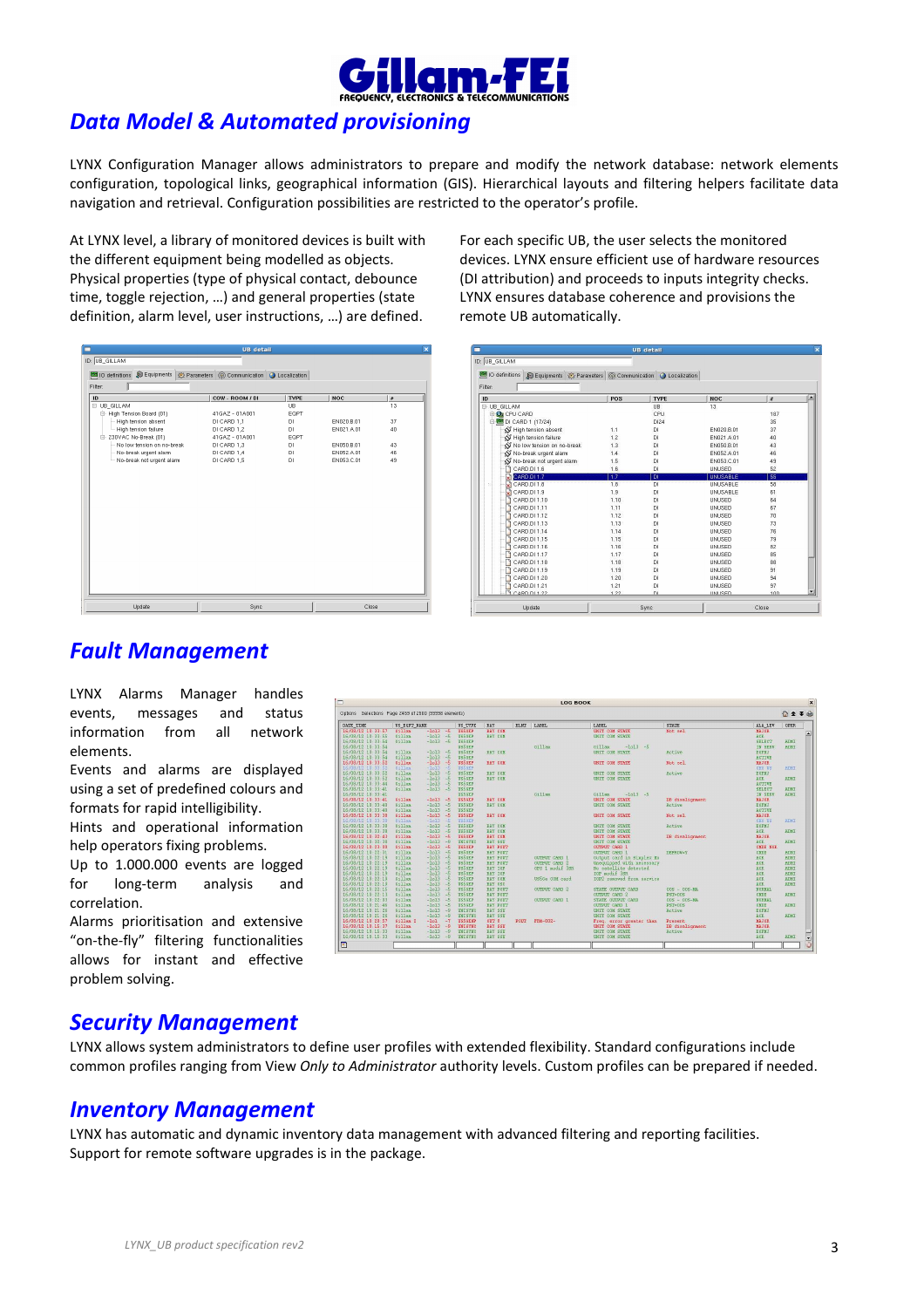## Data Model & Automated provisioning

LYNX Configuration Manager allows administrators to prepare and modify the network database: network elements configuration, topological links, geographical information (GIS). Hierarchical layouts and filtering helpers facilitate data navigation and retrieval. Configuration possibilities are restricted to the operator's profile.

At LYNX level, a library of monitored devices is built with the different equipment being modelled as objects. Physical properties (type of physical contact, debounce time, toggle rejection, …) and general properties (state definition, alarm level, user instructions, …) are defined.

For each specific UB, the user selects the monitored devices. LYNX ensure efficient use of hardware resources (DI attribution) and proceeds to inputs integrity checks. LYNX ensures database coherence and provisions the remote UB automatically.

## Fault Management

LYNX Alarms Manager handles events, messages and status information from all network elements.

Events and alarms are displayed using a set of predefined colours and formats for rapid intelligibility.

Hints and operational information help operators fixing problems.

Up to 1.000.000 events are logged for long-term analysis and correlation.

Alarms prioritisation and extensive "on-the-fly" filtering functionalities allows for instant and effective problem solving.

## Security Management

LYNX allows system administrators to define user profiles with extended flexibility. Standard configurations include common profiles ranging from View *Only to Administrator* authority levels. Custom profiles can be prepared if needed.

## Inventory Management

LYNX has automatic and dynamic inventory data management with advanced filtering and reporting facilities. Support for remote software upgrades is in the package.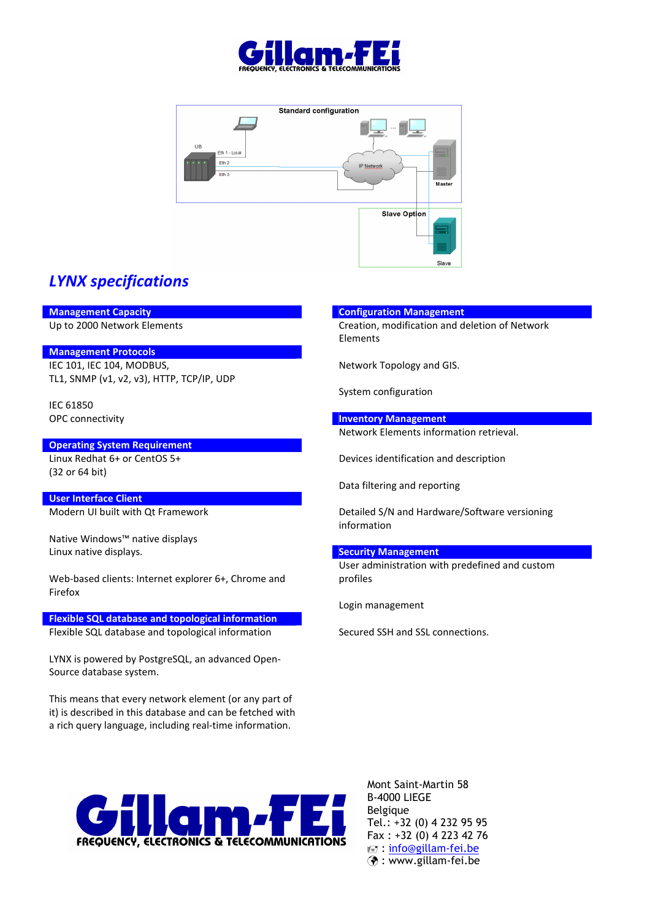Gillam-FEI

FREQUENCY, ELECTRONICS & TELECOMMUNICATIONS

Standard configuration

UB

Eth 1 - Local

Eth 2

Eth 3

IP Network

Master

Slave Option

Slave

## *LYNX specifications*

**Management Capacity**

Up to 2000 Network Elements

**Management Protocols**

IEC 101, IEC 104, MODBUS,
TL1, SNMP (v1, v2, v3), HTTP, TCP/IP, UDP

IEC 61850
OPC connectivity

**Operating System Requirement**

Linux Redhat 6+ or CentOS 5+
(32 or 64 bit)

**User Interface Client**

Modern UI built with Qt Framework

Native Windows™ native displays
Linux native displays.

Web-based clients: Internet explorer 6+, Chrome and Firefox

**Flexible SQL database and topological information**

Flexible SQL database and topological information

LYNX is powered by PostgreSQL, an advanced Open-Source database system.

This means that every network element (or any part of it) is described in this database and can be fetched with a rich query language, including real-time information.

**Configuration Management**

Creation, modification and deletion of Network Elements

Network Topology and GIS.

System configuration

**Inventory Management**

Network Elements information retrieval.

Devices identification and description

Data filtering and reporting

Detailed S/N and Hardware/Software versioning information

**Security Management**

User administration with predefined and custom profiles

Login management

Secured SSH and SSL connections.

Gillam-FEI

FREQUENCY, ELECTRONICS & TELECOMMUNICATIONS

Mont Saint-Martin 58
B-4000 LIEGE
Belgique
Tel.: +32 (0) 4 232 95 95
Fax : +32 (0) 4 223 42 76
: info@gillam-fei.be
: www.gillam-fei.be